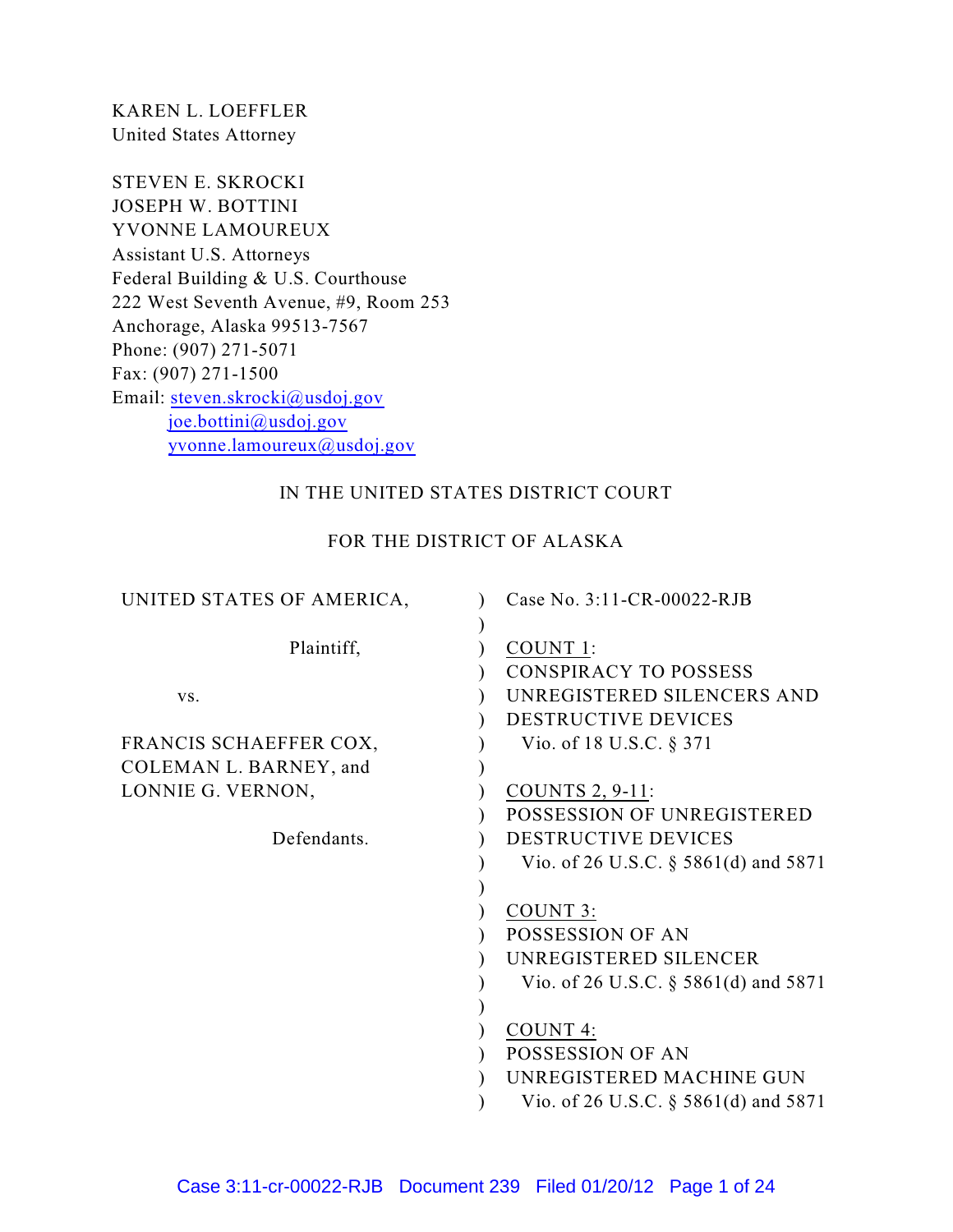KAREN L. LOEFFLER
United States Attorney

STEVEN E. SKROCKI
JOSEPH W. BOTTINI
YVONNE LAMOUREUX
Assistant U.S. Attorneys
Federal Building & U.S. Courthouse
222 West Seventh Avenue, #9, Room 253
Anchorage, Alaska 99513-7567
Phone: (907) 271-5071
Fax: (907) 271-1500
Email: steven.skrocki@usdoj.gov
joe.bottini@usdoj.gov
yvonne.lamoureux@usdoj.gov

IN THE UNITED STATES DISTRICT COURT

FOR THE DISTRICT OF ALASKA

| | | |
|---|---|---|
| UNITED STATES OF AMERICA, | ) | Case No. 3:11-CR-00022-RJB |
| Plaintiff, | ) | COUNT 1: CONSPIRACY TO POSSESS UNREGISTERED SILENCERS AND DESTRUCTIVE DEVICES Vio. of 18 U.S.C. § 371 |
| vs. | ) | |
| FRANCIS SCHAEFFER COX, COLEMAN L. BARNEY, and LONNIE G. VERNON, | ) | COUNTS 2, 9-11: POSSESSION OF UNREGISTERED DESTRUCTIVE DEVICES Vio. of 26 U.S.C. § 5861(d) and 5871 |
| Defendants. | ) | COUNT 3: POSSESSION OF AN UNREGISTERED SILENCER Vio. of 26 U.S.C. § 5861(d) and 5871 |
| | ) | COUNT 4: POSSESSION OF AN UNREGISTERED MACHINE GUN Vio. of 26 U.S.C. § 5861(d) and 5871 |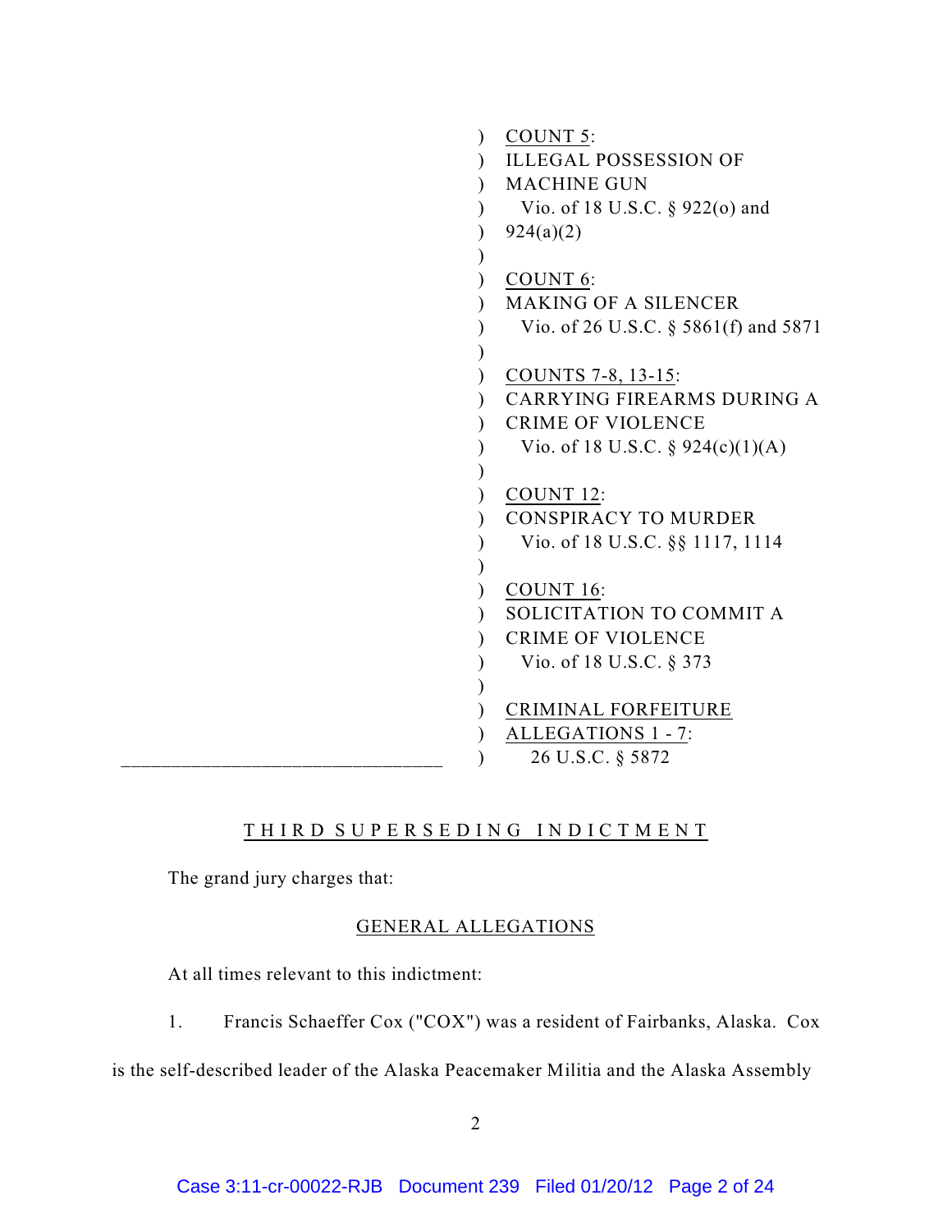) COUNT 5:
) ILLEGAL POSSESSION OF
) MACHINE GUN
) Vio. of 18 U.S.C. § 922(o) and
) 924(a)(2)
)
) COUNT 6:
) MAKING OF A SILENCER
) Vio. of 26 U.S.C. § 5861(f) and 5871
)
) COUNTS 7-8, 13-15:
) CARRYING FIREARMS DURING A
) CRIME OF VIOLENCE
) Vio. of 18 U.S.C. § 924(c)(1)(A)
)
) COUNT 12:
) CONSPIRACY TO MURDER
) Vio. of 18 U.S.C. §§ 1117, 1114
)
) COUNT 16:
) SOLICITATION TO COMMIT A
) CRIME OF VIOLENCE
) Vio. of 18 U.S.C. § 373
)
) CRIMINAL FORFEITURE
) ALLEGATIONS 1 - 7:
) 26 U.S.C. § 5872

## THIRD SUPERSEDING INDICTMENT

The grand jury charges that:

### GENERAL ALLEGATIONS

At all times relevant to this indictment:

1. Francis Schaeffer Cox ("COX") was a resident of Fairbanks, Alaska. Cox is the self-described leader of the Alaska Peacemaker Militia and the Alaska Assembly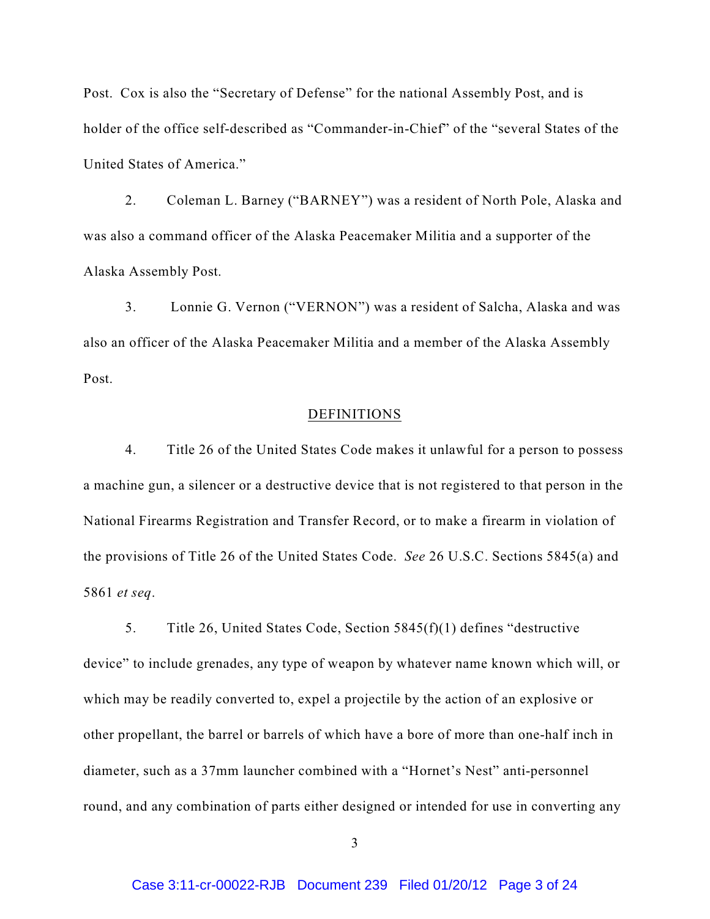Post. Cox is also the "Secretary of Defense" for the national Assembly Post, and is holder of the office self-described as "Commander-in-Chief" of the "several States of the United States of America."

2. Coleman L. Barney ("BARNEY") was a resident of North Pole, Alaska and was also a command officer of the Alaska Peacemaker Militia and a supporter of the Alaska Assembly Post.

3. Lonnie G. Vernon ("VERNON") was a resident of Salcha, Alaska and was also an officer of the Alaska Peacemaker Militia and a member of the Alaska Assembly Post.

## DEFINITIONS

4. Title 26 of the United States Code makes it unlawful for a person to possess a machine gun, a silencer or a destructive device that is not registered to that person in the National Firearms Registration and Transfer Record, or to make a firearm in violation of the provisions of Title 26 of the United States Code. *See* 26 U.S.C. Sections 5845(a) and 5861 *et seq*.

5. Title 26, United States Code, Section 5845(f)(1) defines "destructive device" to include grenades, any type of weapon by whatever name known which will, or which may be readily converted to, expel a projectile by the action of an explosive or other propellant, the barrel or barrels of which have a bore of more than one-half inch in diameter, such as a 37mm launcher combined with a "Hornet's Nest" anti-personnel round, and any combination of parts either designed or intended for use in converting any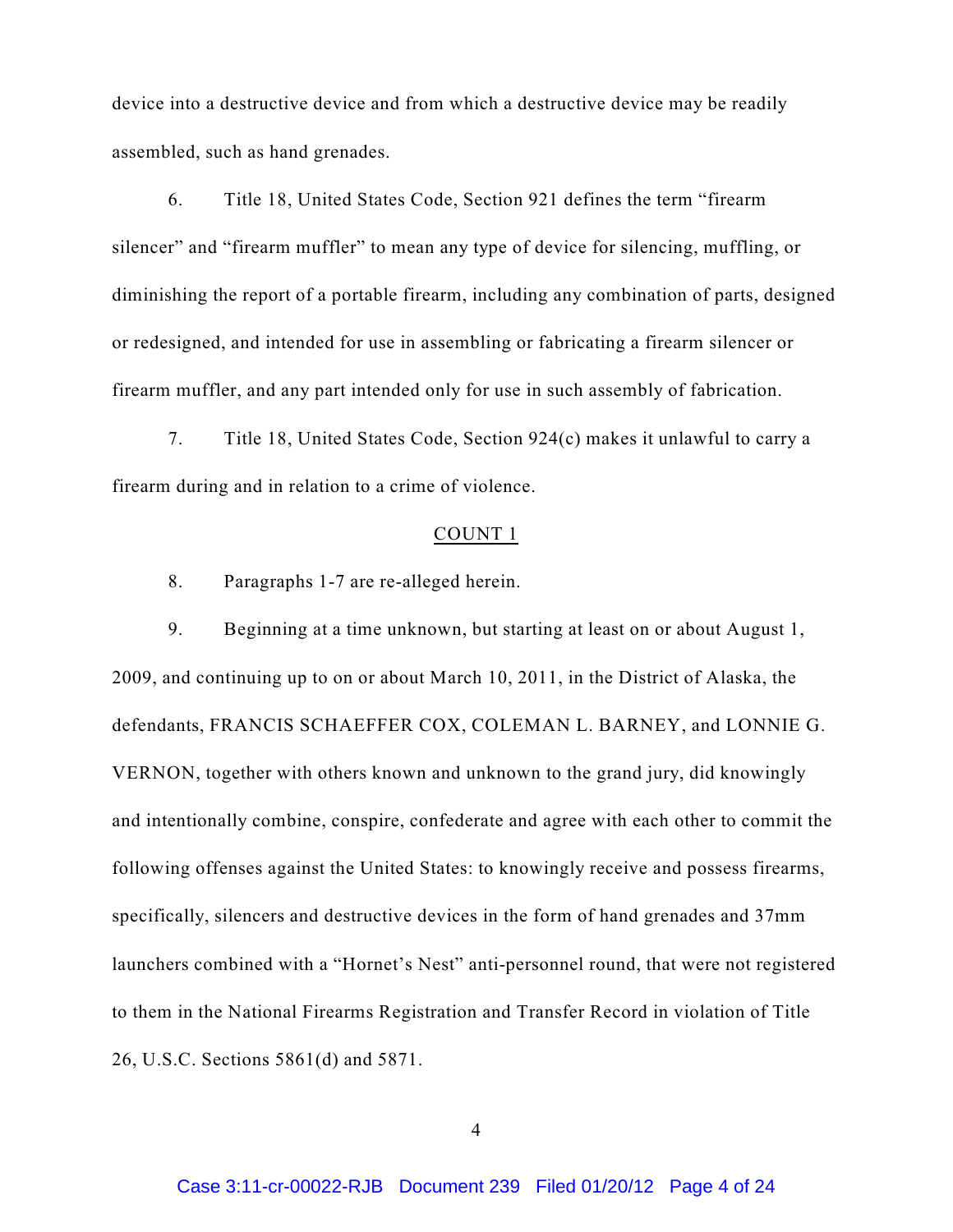device into a destructive device and from which a destructive device may be readily assembled, such as hand grenades.

6. Title 18, United States Code, Section 921 defines the term "firearm silencer" and "firearm muffler" to mean any type of device for silencing, muffling, or diminishing the report of a portable firearm, including any combination of parts, designed or redesigned, and intended for use in assembling or fabricating a firearm silencer or firearm muffler, and any part intended only for use in such assembly of fabrication.

7. Title 18, United States Code, Section 924(c) makes it unlawful to carry a firearm during and in relation to a crime of violence.

## COUNT 1

8. Paragraphs 1-7 are re-alleged herein.

9. Beginning at a time unknown, but starting at least on or about August 1, 2009, and continuing up to on or about March 10, 2011, in the District of Alaska, the defendants, FRANCIS SCHAEFFER COX, COLEMAN L. BARNEY, and LONNIE G. VERNON, together with others known and unknown to the grand jury, did knowingly and intentionally combine, conspire, confederate and agree with each other to commit the following offenses against the United States: to knowingly receive and possess firearms, specifically, silencers and destructive devices in the form of hand grenades and 37mm launchers combined with a "Hornet's Nest" anti-personnel round, that were not registered to them in the National Firearms Registration and Transfer Record in violation of Title 26, U.S.C. Sections 5861(d) and 5871.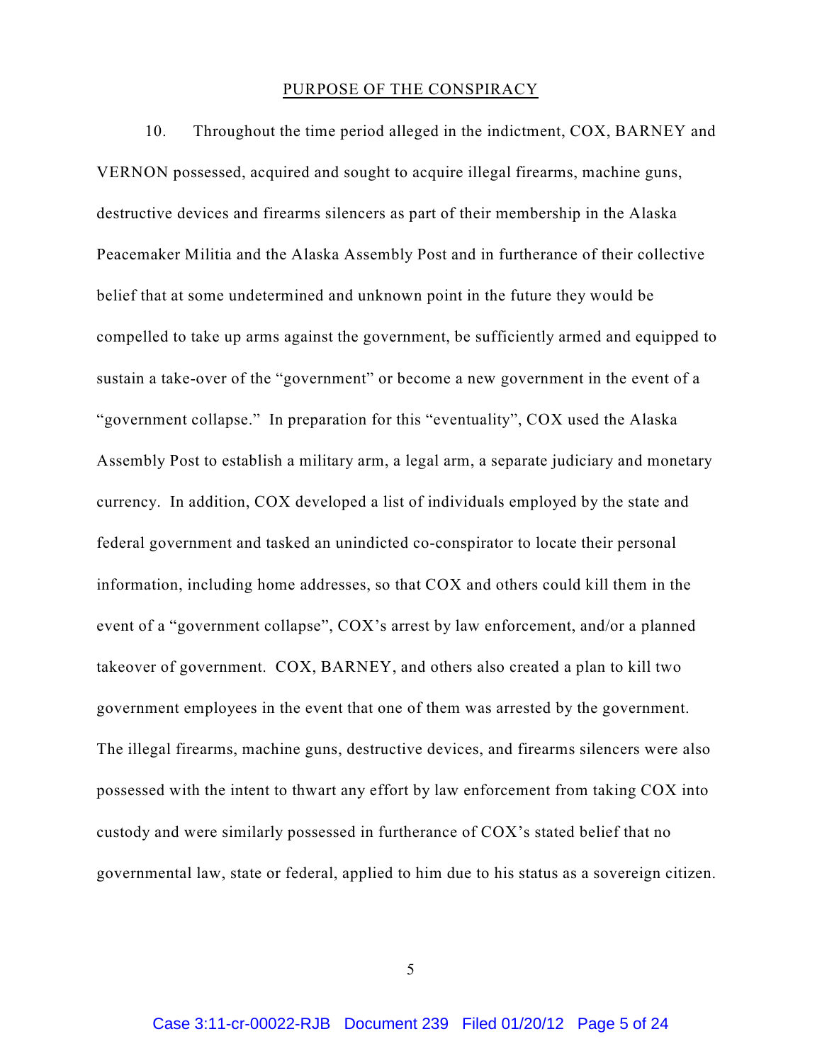## PURPOSE OF THE CONSPIRACY

10. Throughout the time period alleged in the indictment, COX, BARNEY and VERNON possessed, acquired and sought to acquire illegal firearms, machine guns, destructive devices and firearms silencers as part of their membership in the Alaska Peacemaker Militia and the Alaska Assembly Post and in furtherance of their collective belief that at some undetermined and unknown point in the future they would be compelled to take up arms against the government, be sufficiently armed and equipped to sustain a take-over of the "government" or become a new government in the event of a "government collapse." In preparation for this "eventuality", COX used the Alaska Assembly Post to establish a military arm, a legal arm, a separate judiciary and monetary currency. In addition, COX developed a list of individuals employed by the state and federal government and tasked an unindicted co-conspirator to locate their personal information, including home addresses, so that COX and others could kill them in the event of a "government collapse", COX's arrest by law enforcement, and/or a planned takeover of government. COX, BARNEY, and others also created a plan to kill two government employees in the event that one of them was arrested by the government. The illegal firearms, machine guns, destructive devices, and firearms silencers were also possessed with the intent to thwart any effort by law enforcement from taking COX into custody and were similarly possessed in furtherance of COX's stated belief that no governmental law, state or federal, applied to him due to his status as a sovereign citizen.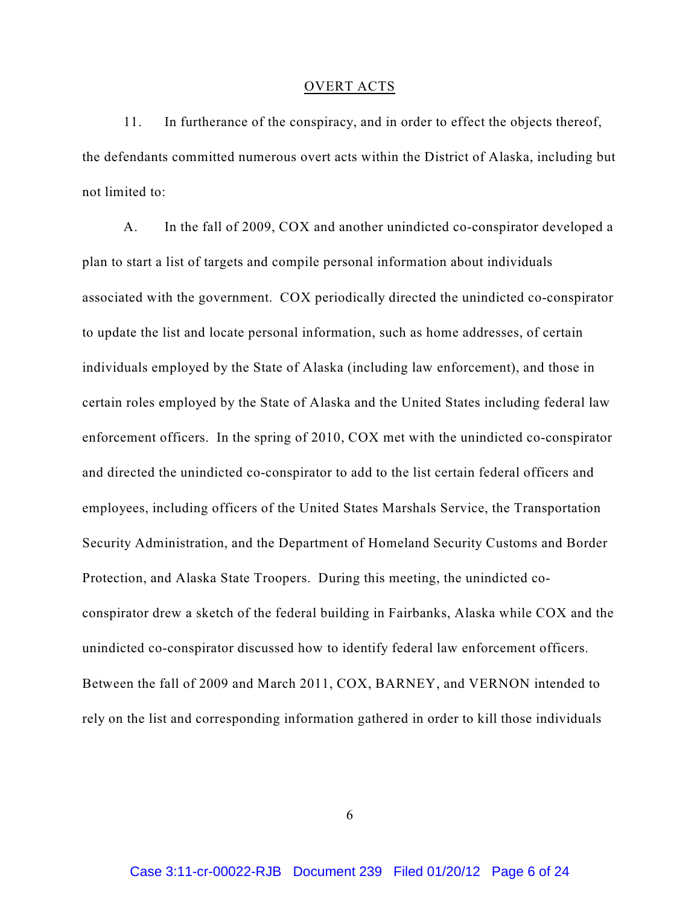## OVERT ACTS

11. In furtherance of the conspiracy, and in order to effect the objects thereof, the defendants committed numerous overt acts within the District of Alaska, including but not limited to:

A. In the fall of 2009, COX and another unindicted co-conspirator developed a plan to start a list of targets and compile personal information about individuals associated with the government. COX periodically directed the unindicted co-conspirator to update the list and locate personal information, such as home addresses, of certain individuals employed by the State of Alaska (including law enforcement), and those in certain roles employed by the State of Alaska and the United States including federal law enforcement officers. In the spring of 2010, COX met with the unindicted co-conspirator and directed the unindicted co-conspirator to add to the list certain federal officers and employees, including officers of the United States Marshals Service, the Transportation Security Administration, and the Department of Homeland Security Customs and Border Protection, and Alaska State Troopers. During this meeting, the unindicted co-conspirator drew a sketch of the federal building in Fairbanks, Alaska while COX and the unindicted co-conspirator discussed how to identify federal law enforcement officers. Between the fall of 2009 and March 2011, COX, BARNEY, and VERNON intended to rely on the list and corresponding information gathered in order to kill those individuals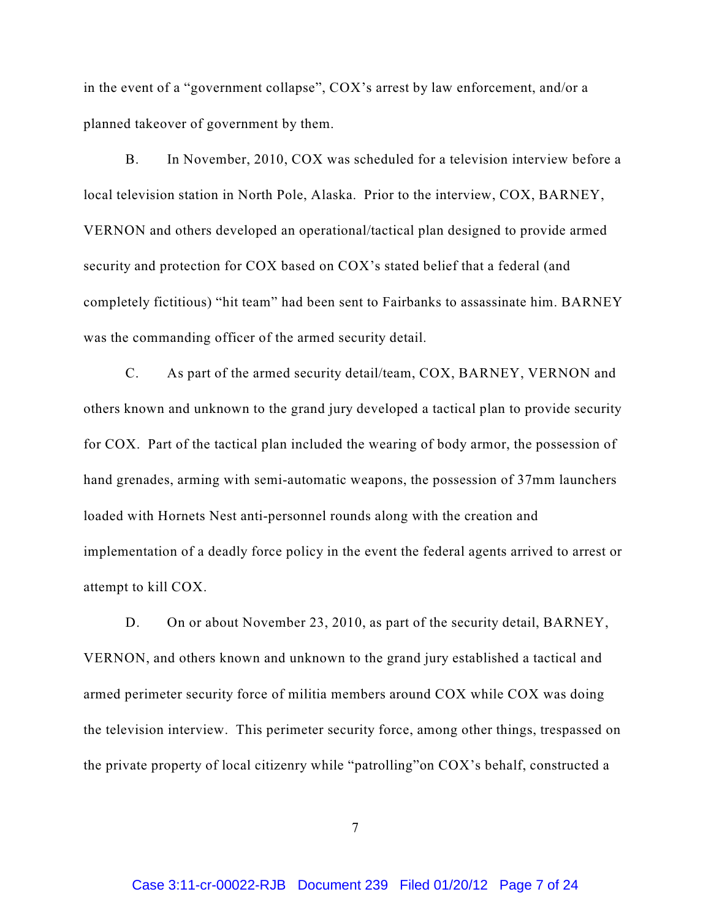in the event of a "government collapse", COX's arrest by law enforcement, and/or a planned takeover of government by them.

B. In November, 2010, COX was scheduled for a television interview before a local television station in North Pole, Alaska. Prior to the interview, COX, BARNEY, VERNON and others developed an operational/tactical plan designed to provide armed security and protection for COX based on COX's stated belief that a federal (and completely fictitious) "hit team" had been sent to Fairbanks to assassinate him. BARNEY was the commanding officer of the armed security detail.

C. As part of the armed security detail/team, COX, BARNEY, VERNON and others known and unknown to the grand jury developed a tactical plan to provide security for COX. Part of the tactical plan included the wearing of body armor, the possession of hand grenades, arming with semi-automatic weapons, the possession of 37mm launchers loaded with Hornets Nest anti-personnel rounds along with the creation and implementation of a deadly force policy in the event the federal agents arrived to arrest or attempt to kill COX.

D. On or about November 23, 2010, as part of the security detail, BARNEY, VERNON, and others known and unknown to the grand jury established a tactical and armed perimeter security force of militia members around COX while COX was doing the television interview. This perimeter security force, among other things, trespassed on the private property of local citizenry while "patrolling"on COX's behalf, constructed a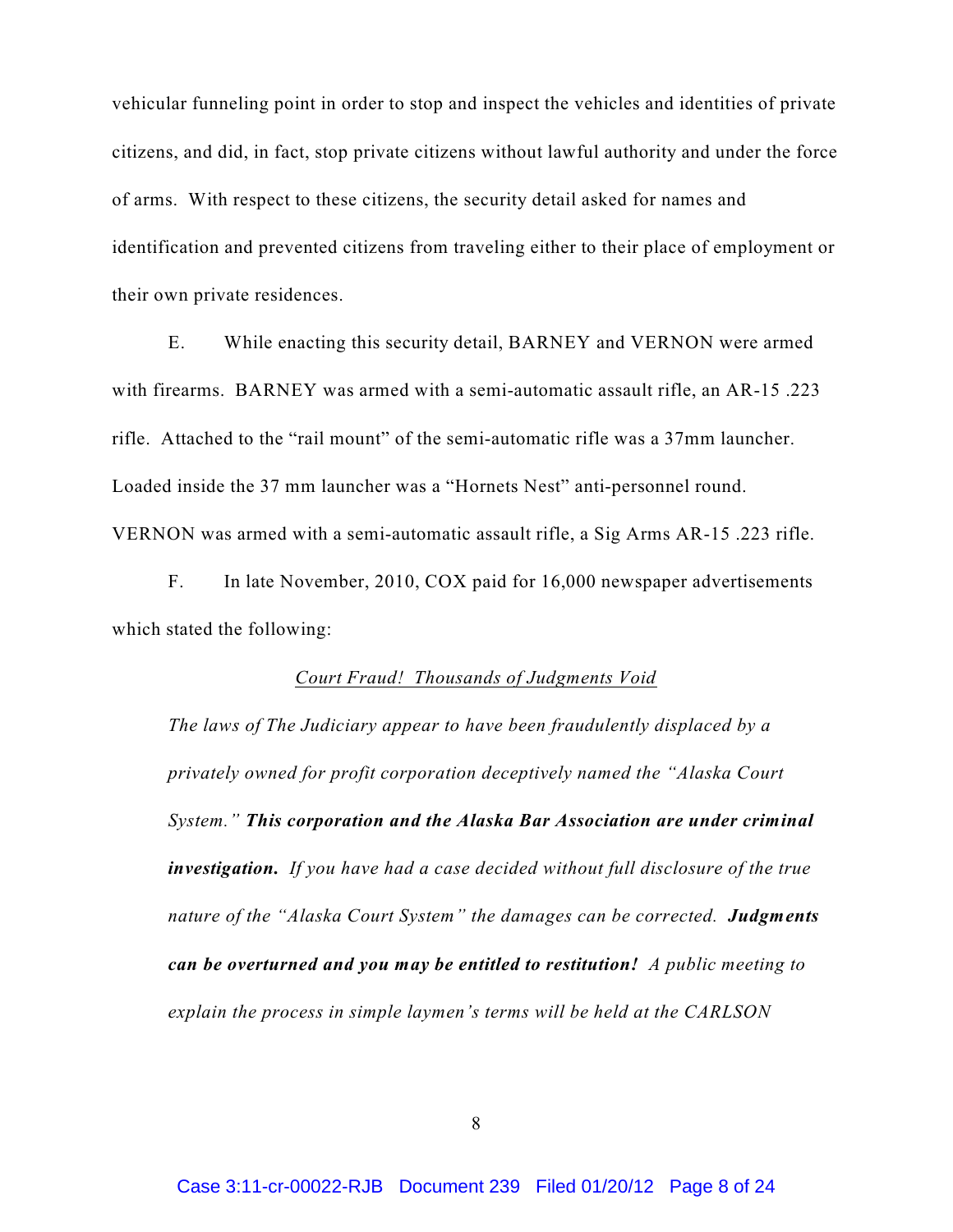vehicular funneling point in order to stop and inspect the vehicles and identities of private citizens, and did, in fact, stop private citizens without lawful authority and under the force of arms. With respect to these citizens, the security detail asked for names and identification and prevented citizens from traveling either to their place of employment or their own private residences.

E. While enacting this security detail, BARNEY and VERNON were armed with firearms. BARNEY was armed with a semi-automatic assault rifle, an AR-15 .223 rifle. Attached to the "rail mount" of the semi-automatic rifle was a 37mm launcher. Loaded inside the 37 mm launcher was a "Hornets Nest" anti-personnel round. VERNON was armed with a semi-automatic assault rifle, a Sig Arms AR-15 .223 rifle.

F. In late November, 2010, COX paid for 16,000 newspaper advertisements which stated the following:

<u>*Court Fraud! Thousands of Judgments Void*</u>

*The laws of The Judiciary appear to have been fraudulently displaced by a privately owned for profit corporation deceptively named the "Alaska Court System."* ***This corporation and the Alaska Bar Association are under criminal investigation.*** *If you have had a case decided without full disclosure of the true nature of the "Alaska Court System" the damages can be corrected.* ***Judgments can be overturned and you may be entitled to restitution!*** *A public meeting to explain the process in simple laymen's terms will be held at the CARLSON*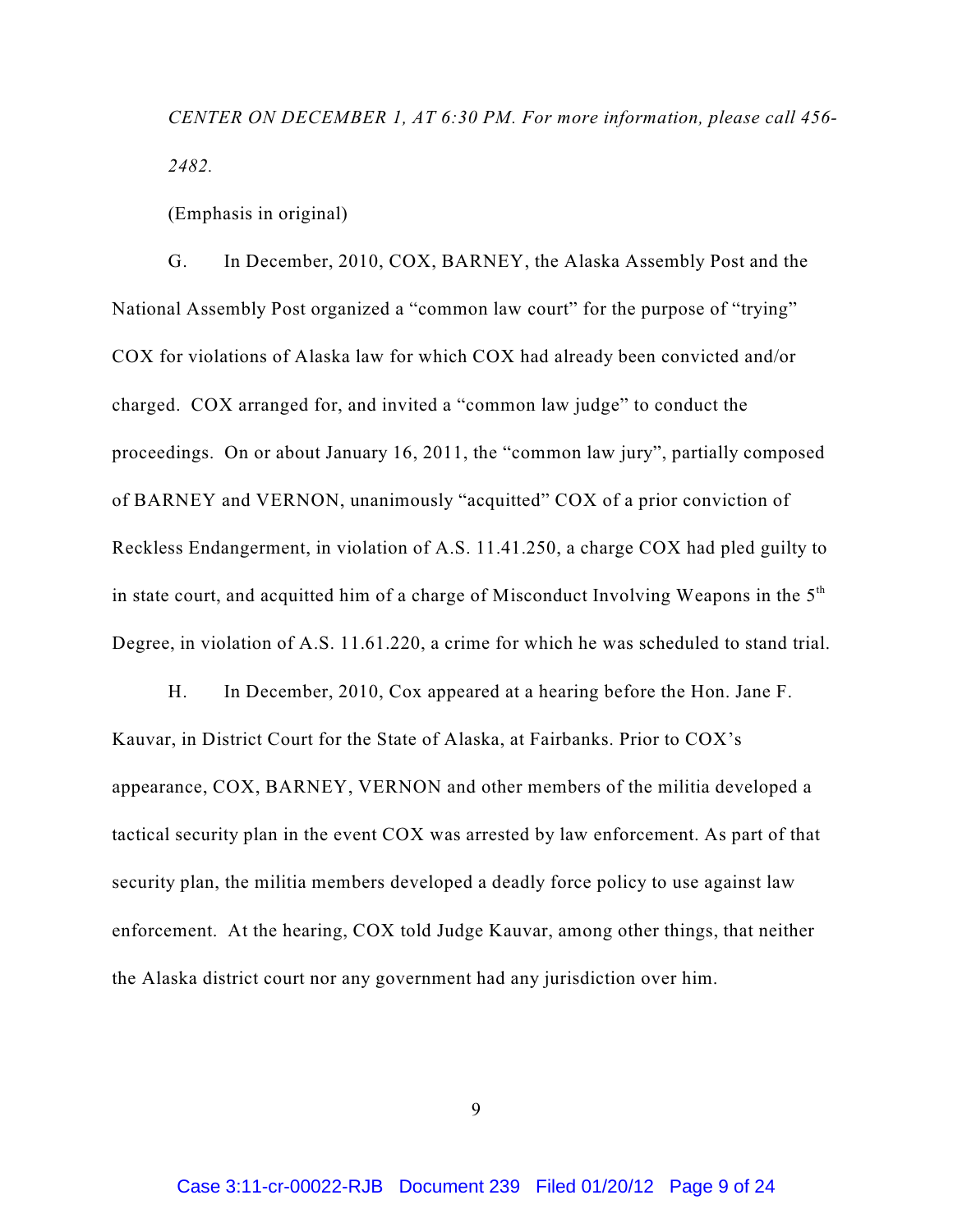*CENTER ON DECEMBER 1, AT 6:30 PM. For more information, please call 456-2482.*

(Emphasis in original)

G. In December, 2010, COX, BARNEY, the Alaska Assembly Post and the National Assembly Post organized a "common law court" for the purpose of "trying" COX for violations of Alaska law for which COX had already been convicted and/or charged. COX arranged for, and invited a "common law judge" to conduct the proceedings. On or about January 16, 2011, the "common law jury", partially composed of BARNEY and VERNON, unanimously "acquitted" COX of a prior conviction of Reckless Endangerment, in violation of A.S. 11.41.250, a charge COX had pled guilty to in state court, and acquitted him of a charge of Misconduct Involving Weapons in the 5th Degree, in violation of A.S. 11.61.220, a crime for which he was scheduled to stand trial.

H. In December, 2010, Cox appeared at a hearing before the Hon. Jane F. Kauvar, in District Court for the State of Alaska, at Fairbanks. Prior to COX's appearance, COX, BARNEY, VERNON and other members of the militia developed a tactical security plan in the event COX was arrested by law enforcement. As part of that security plan, the militia members developed a deadly force policy to use against law enforcement. At the hearing, COX told Judge Kauvar, among other things, that neither the Alaska district court nor any government had any jurisdiction over him.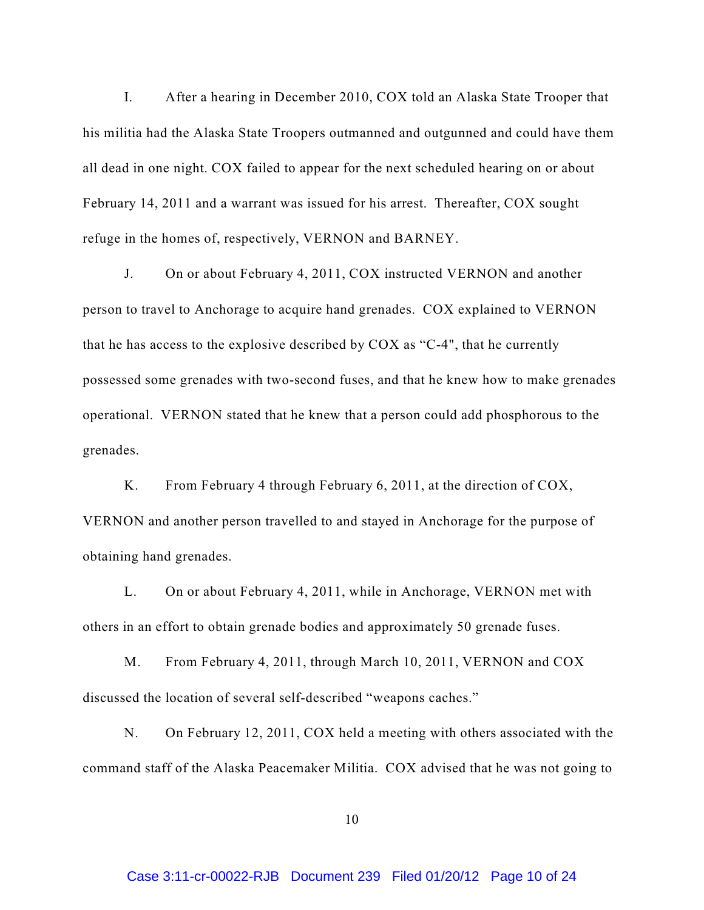I. After a hearing in December 2010, COX told an Alaska State Trooper that his militia had the Alaska State Troopers outmanned and outgunned and could have them all dead in one night. COX failed to appear for the next scheduled hearing on or about February 14, 2011 and a warrant was issued for his arrest. Thereafter, COX sought refuge in the homes of, respectively, VERNON and BARNEY.

J. On or about February 4, 2011, COX instructed VERNON and another person to travel to Anchorage to acquire hand grenades. COX explained to VERNON that he has access to the explosive described by COX as "C-4", that he currently possessed some grenades with two-second fuses, and that he knew how to make grenades operational. VERNON stated that he knew that a person could add phosphorous to the grenades.

K. From February 4 through February 6, 2011, at the direction of COX, VERNON and another person travelled to and stayed in Anchorage for the purpose of obtaining hand grenades.

L. On or about February 4, 2011, while in Anchorage, VERNON met with others in an effort to obtain grenade bodies and approximately 50 grenade fuses.

M. From February 4, 2011, through March 10, 2011, VERNON and COX discussed the location of several self-described "weapons caches."

N. On February 12, 2011, COX held a meeting with others associated with the command staff of the Alaska Peacemaker Militia. COX advised that he was not going to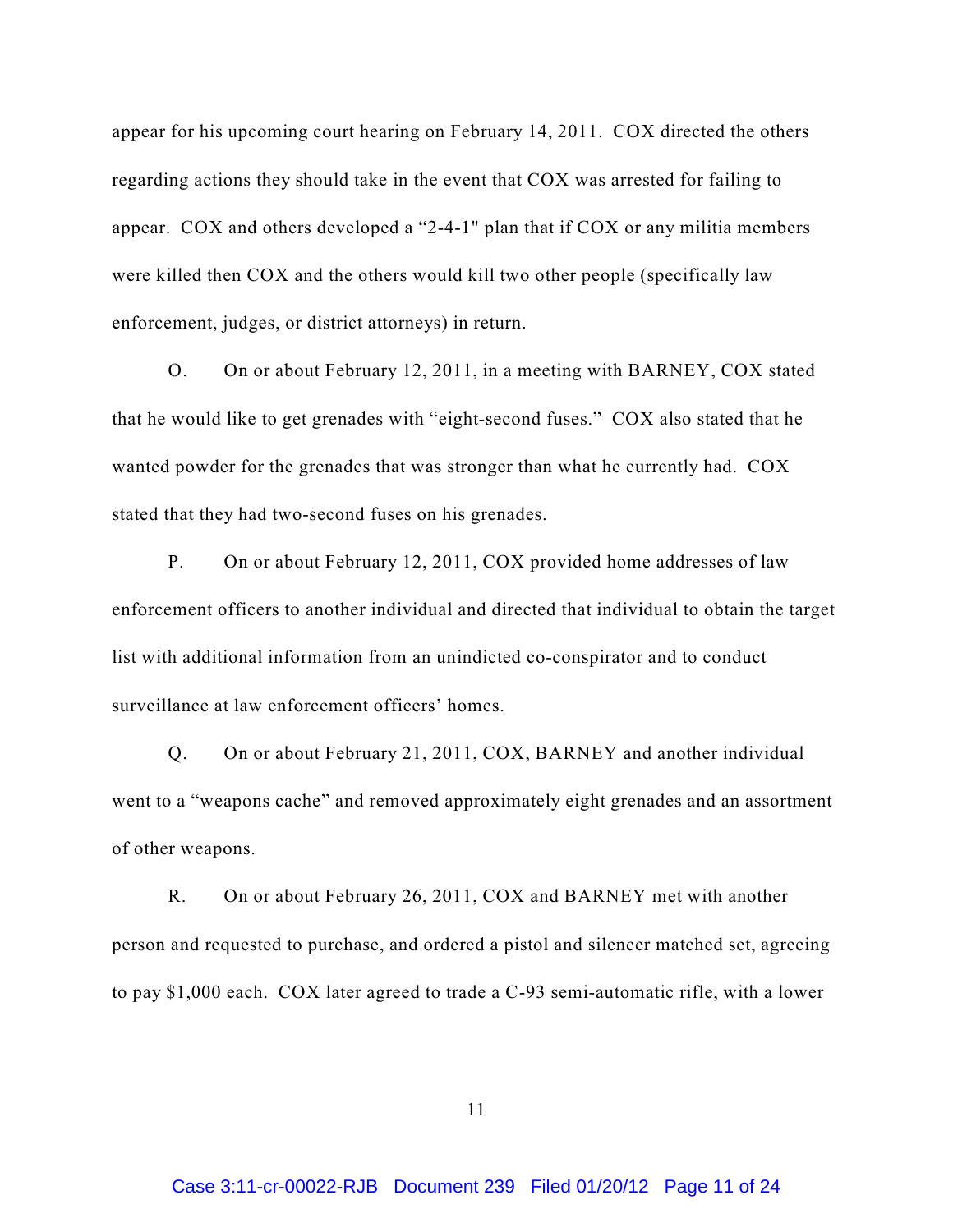appear for his upcoming court hearing on February 14, 2011. COX directed the others regarding actions they should take in the event that COX was arrested for failing to appear. COX and others developed a "2-4-1" plan that if COX or any militia members were killed then COX and the others would kill two other people (specifically law enforcement, judges, or district attorneys) in return.

O. On or about February 12, 2011, in a meeting with BARNEY, COX stated that he would like to get grenades with "eight-second fuses." COX also stated that he wanted powder for the grenades that was stronger than what he currently had. COX stated that they had two-second fuses on his grenades.

P. On or about February 12, 2011, COX provided home addresses of law enforcement officers to another individual and directed that individual to obtain the target list with additional information from an unindicted co-conspirator and to conduct surveillance at law enforcement officers' homes.

Q. On or about February 21, 2011, COX, BARNEY and another individual went to a "weapons cache" and removed approximately eight grenades and an assortment of other weapons.

R. On or about February 26, 2011, COX and BARNEY met with another person and requested to purchase, and ordered a pistol and silencer matched set, agreeing to pay $1,000 each. COX later agreed to trade a C-93 semi-automatic rifle, with a lower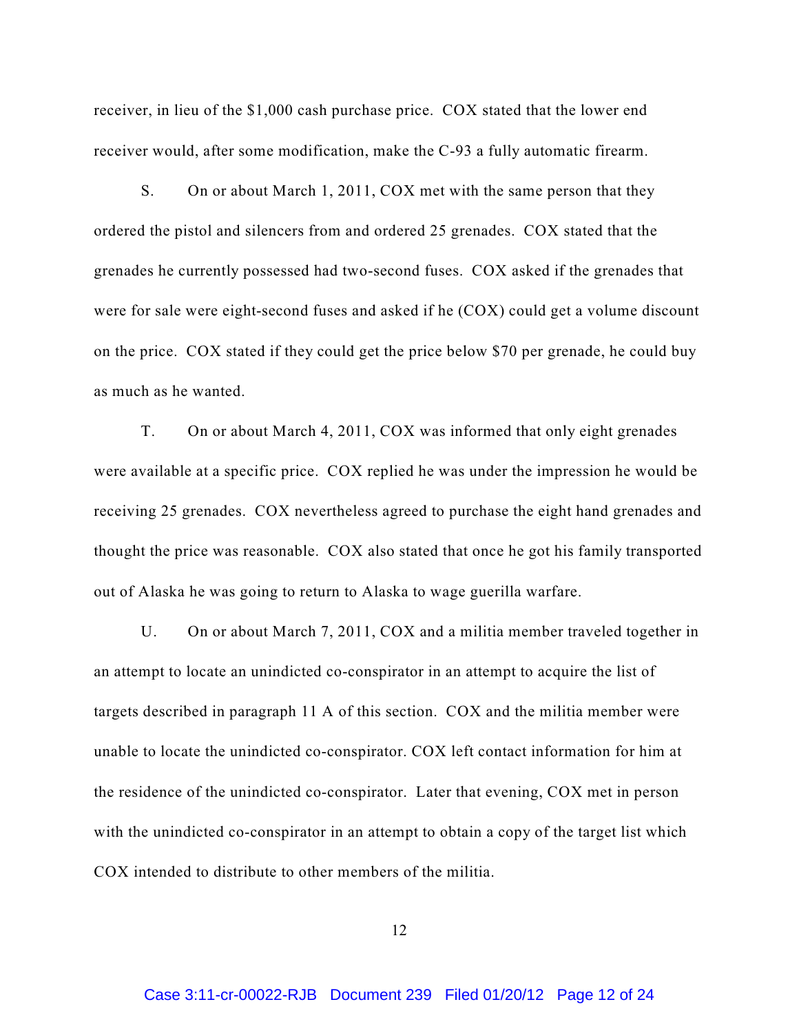receiver, in lieu of the $1,000 cash purchase price. COX stated that the lower end receiver would, after some modification, make the C-93 a fully automatic firearm.

S. On or about March 1, 2011, COX met with the same person that they ordered the pistol and silencers from and ordered 25 grenades. COX stated that the grenades he currently possessed had two-second fuses. COX asked if the grenades that were for sale were eight-second fuses and asked if he (COX) could get a volume discount on the price. COX stated if they could get the price below $70 per grenade, he could buy as much as he wanted.

T. On or about March 4, 2011, COX was informed that only eight grenades were available at a specific price. COX replied he was under the impression he would be receiving 25 grenades. COX nevertheless agreed to purchase the eight hand grenades and thought the price was reasonable. COX also stated that once he got his family transported out of Alaska he was going to return to Alaska to wage guerilla warfare.

U. On or about March 7, 2011, COX and a militia member traveled together in an attempt to locate an unindicted co-conspirator in an attempt to acquire the list of targets described in paragraph 11 A of this section. COX and the militia member were unable to locate the unindicted co-conspirator. COX left contact information for him at the residence of the unindicted co-conspirator. Later that evening, COX met in person with the unindicted co-conspirator in an attempt to obtain a copy of the target list which COX intended to distribute to other members of the militia.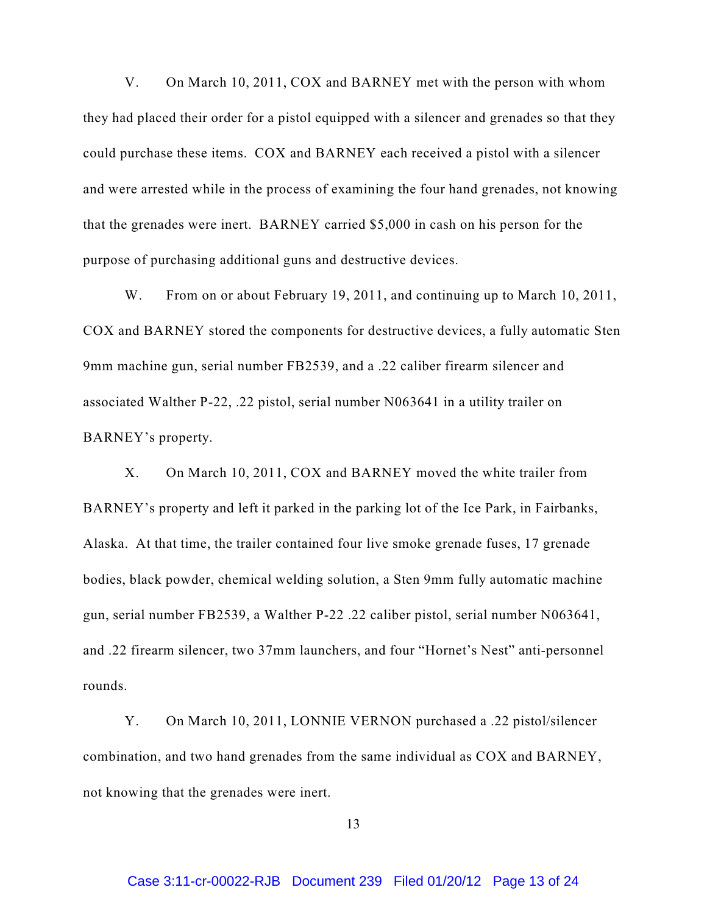V. On March 10, 2011, COX and BARNEY met with the person with whom they had placed their order for a pistol equipped with a silencer and grenades so that they could purchase these items. COX and BARNEY each received a pistol with a silencer and were arrested while in the process of examining the four hand grenades, not knowing that the grenades were inert. BARNEY carried $5,000 in cash on his person for the purpose of purchasing additional guns and destructive devices.

W. From on or about February 19, 2011, and continuing up to March 10, 2011, COX and BARNEY stored the components for destructive devices, a fully automatic Sten 9mm machine gun, serial number FB2539, and a .22 caliber firearm silencer and associated Walther P-22, .22 pistol, serial number N063641 in a utility trailer on BARNEY's property.

X. On March 10, 2011, COX and BARNEY moved the white trailer from BARNEY's property and left it parked in the parking lot of the Ice Park, in Fairbanks, Alaska. At that time, the trailer contained four live smoke grenade fuses, 17 grenade bodies, black powder, chemical welding solution, a Sten 9mm fully automatic machine gun, serial number FB2539, a Walther P-22 .22 caliber pistol, serial number N063641, and .22 firearm silencer, two 37mm launchers, and four "Hornet's Nest" anti-personnel rounds.

Y. On March 10, 2011, LONNIE VERNON purchased a .22 pistol/silencer combination, and two hand grenades from the same individual as COX and BARNEY, not knowing that the grenades were inert.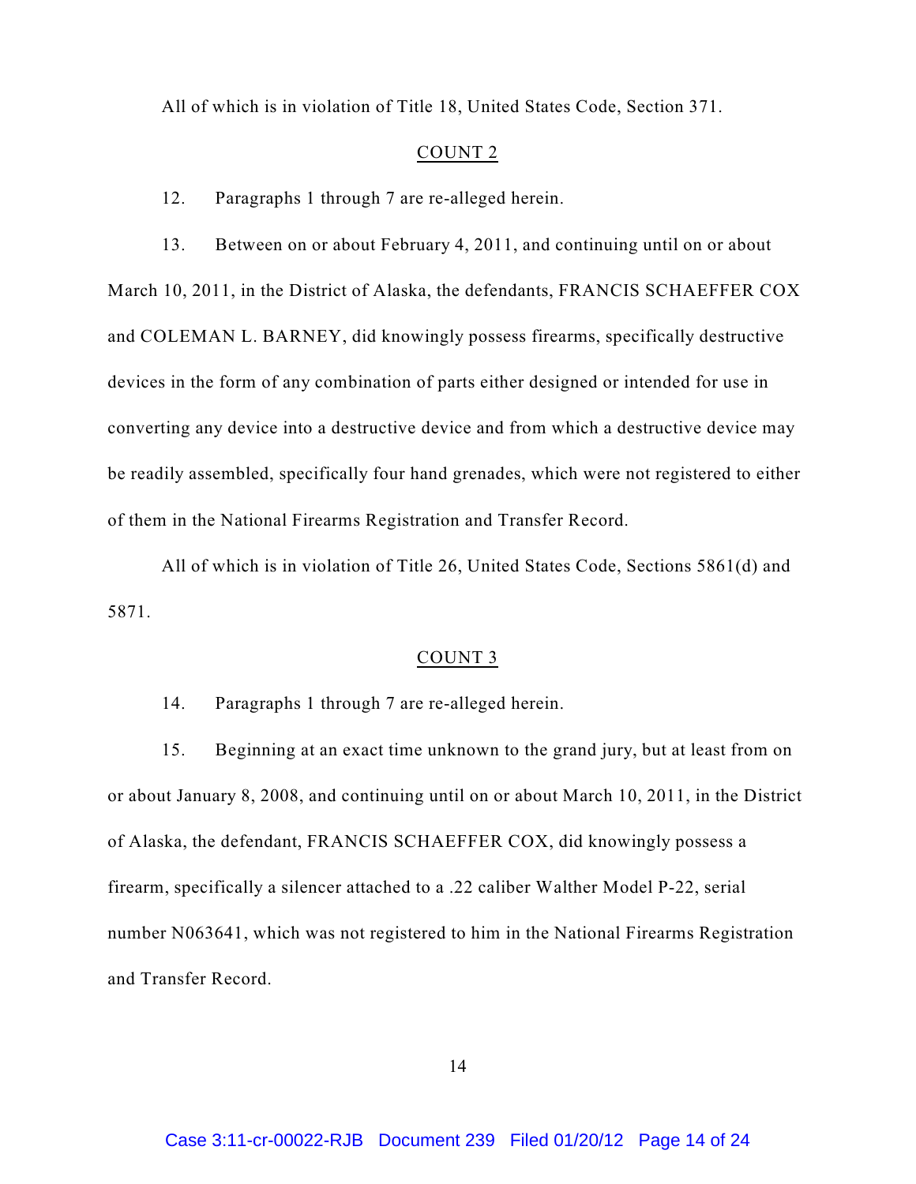All of which is in violation of Title 18, United States Code, Section 371.

COUNT 2

12. Paragraphs 1 through 7 are re-alleged herein.

13. Between on or about February 4, 2011, and continuing until on or about March 10, 2011, in the District of Alaska, the defendants, FRANCIS SCHAEFFER COX and COLEMAN L. BARNEY, did knowingly possess firearms, specifically destructive devices in the form of any combination of parts either designed or intended for use in converting any device into a destructive device and from which a destructive device may be readily assembled, specifically four hand grenades, which were not registered to either of them in the National Firearms Registration and Transfer Record.

All of which is in violation of Title 26, United States Code, Sections 5861(d) and 5871.

COUNT 3

14. Paragraphs 1 through 7 are re-alleged herein.

15. Beginning at an exact time unknown to the grand jury, but at least from on or about January 8, 2008, and continuing until on or about March 10, 2011, in the District of Alaska, the defendant, FRANCIS SCHAEFFER COX, did knowingly possess a firearm, specifically a silencer attached to a .22 caliber Walther Model P-22, serial number N063641, which was not registered to him in the National Firearms Registration and Transfer Record.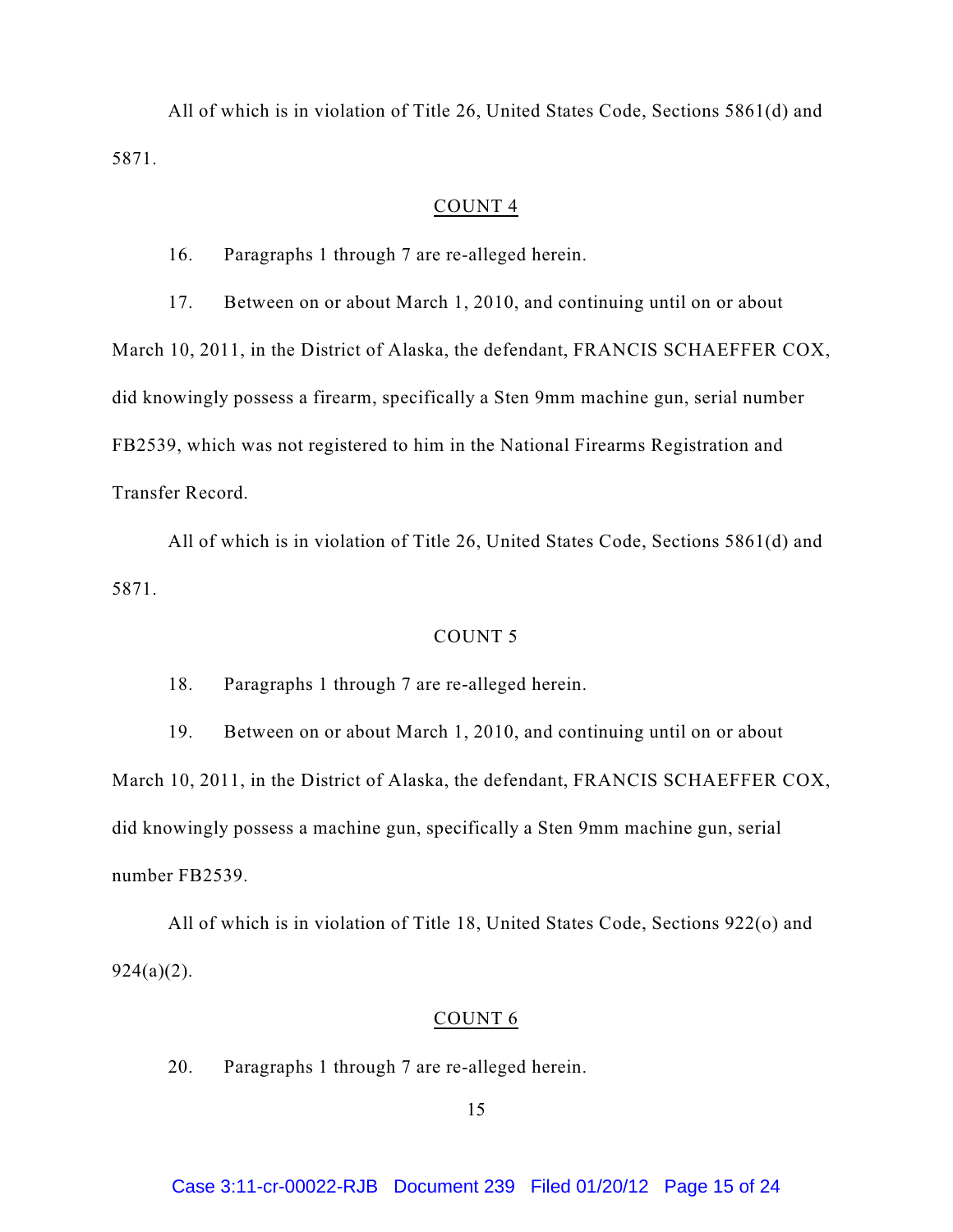All of which is in violation of Title 26, United States Code, Sections 5861(d) and 5871.

## COUNT 4

16. Paragraphs 1 through 7 are re-alleged herein.

17. Between on or about March 1, 2010, and continuing until on or about March 10, 2011, in the District of Alaska, the defendant, FRANCIS SCHAEFFER COX, did knowingly possess a firearm, specifically a Sten 9mm machine gun, serial number FB2539, which was not registered to him in the National Firearms Registration and Transfer Record.

All of which is in violation of Title 26, United States Code, Sections 5861(d) and 5871.

## COUNT 5

18. Paragraphs 1 through 7 are re-alleged herein.

19. Between on or about March 1, 2010, and continuing until on or about March 10, 2011, in the District of Alaska, the defendant, FRANCIS SCHAEFFER COX, did knowingly possess a machine gun, specifically a Sten 9mm machine gun, serial number FB2539.

All of which is in violation of Title 18, United States Code, Sections 922(o) and 924(a)(2).

## COUNT 6

20. Paragraphs 1 through 7 are re-alleged herein.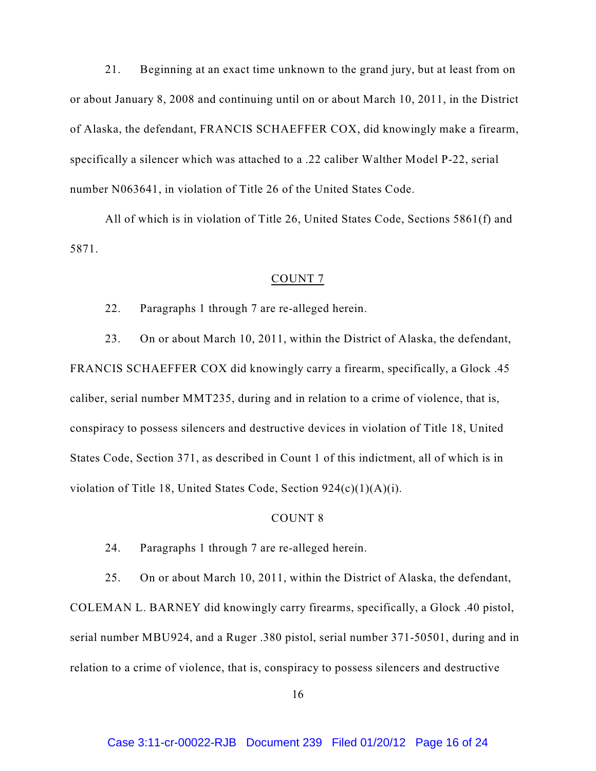21. Beginning at an exact time unknown to the grand jury, but at least from on or about January 8, 2008 and continuing until on or about March 10, 2011, in the District of Alaska, the defendant, FRANCIS SCHAEFFER COX, did knowingly make a firearm, specifically a silencer which was attached to a .22 caliber Walther Model P-22, serial number N063641, in violation of Title 26 of the United States Code.

All of which is in violation of Title 26, United States Code, Sections 5861(f) and 5871.

## COUNT 7

22. Paragraphs 1 through 7 are re-alleged herein.

23. On or about March 10, 2011, within the District of Alaska, the defendant, FRANCIS SCHAEFFER COX did knowingly carry a firearm, specifically, a Glock .45 caliber, serial number MMT235, during and in relation to a crime of violence, that is, conspiracy to possess silencers and destructive devices in violation of Title 18, United States Code, Section 371, as described in Count 1 of this indictment, all of which is in violation of Title 18, United States Code, Section 924(c)(1)(A)(i).

## COUNT 8

24. Paragraphs 1 through 7 are re-alleged herein.

25. On or about March 10, 2011, within the District of Alaska, the defendant, COLEMAN L. BARNEY did knowingly carry firearms, specifically, a Glock .40 pistol, serial number MBU924, and a Ruger .380 pistol, serial number 371-50501, during and in relation to a crime of violence, that is, conspiracy to possess silencers and destructive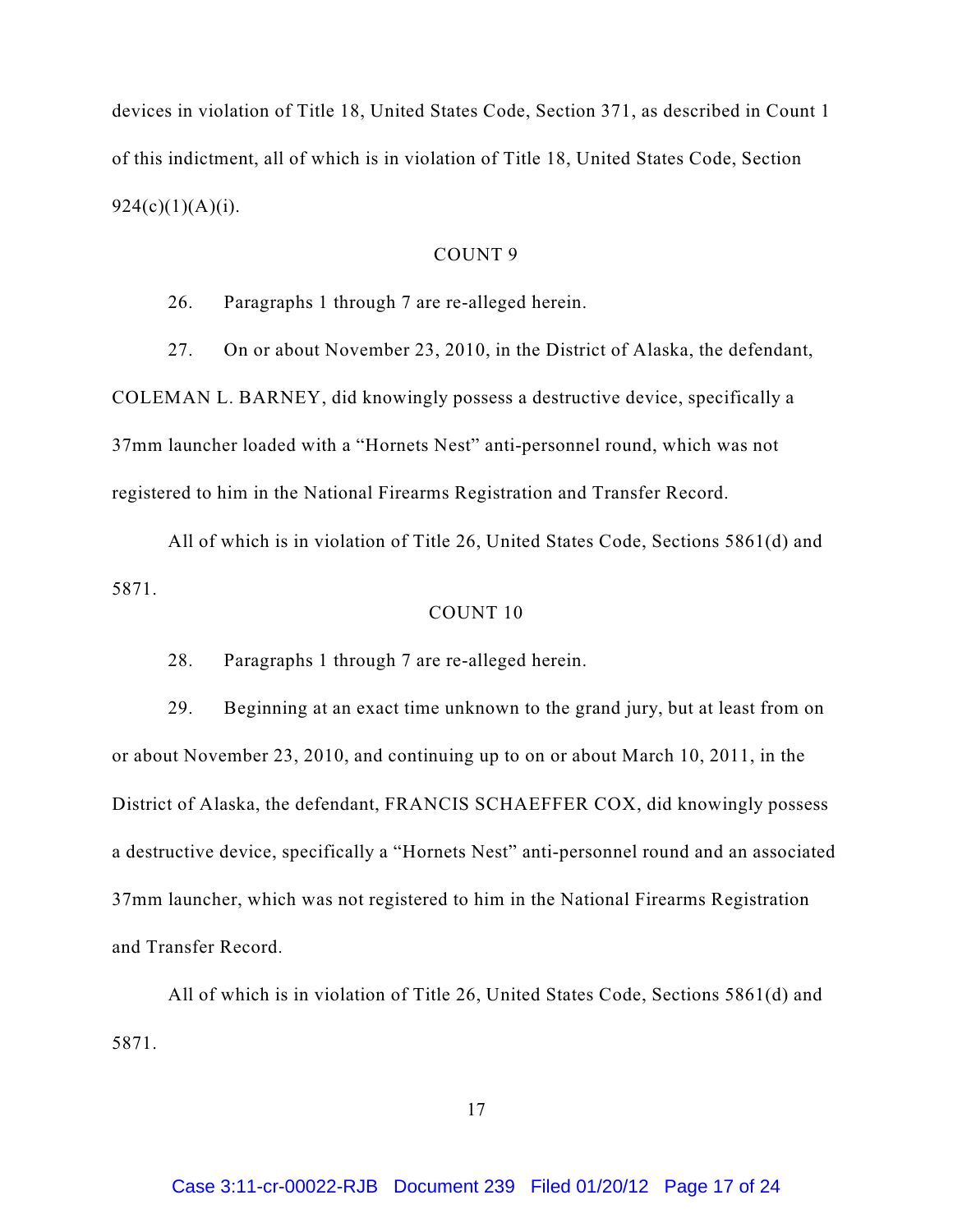devices in violation of Title 18, United States Code, Section 371, as described in Count 1 of this indictment, all of which is in violation of Title 18, United States Code, Section 924(c)(1)(A)(i).

COUNT 9

26. Paragraphs 1 through 7 are re-alleged herein.

27. On or about November 23, 2010, in the District of Alaska, the defendant, COLEMAN L. BARNEY, did knowingly possess a destructive device, specifically a 37mm launcher loaded with a "Hornets Nest" anti-personnel round, which was not registered to him in the National Firearms Registration and Transfer Record.

All of which is in violation of Title 26, United States Code, Sections 5861(d) and 5871.

COUNT 10

28. Paragraphs 1 through 7 are re-alleged herein.

29. Beginning at an exact time unknown to the grand jury, but at least from on or about November 23, 2010, and continuing up to on or about March 10, 2011, in the District of Alaska, the defendant, FRANCIS SCHAEFFER COX, did knowingly possess a destructive device, specifically a "Hornets Nest" anti-personnel round and an associated 37mm launcher, which was not registered to him in the National Firearms Registration and Transfer Record.

All of which is in violation of Title 26, United States Code, Sections 5861(d) and 5871.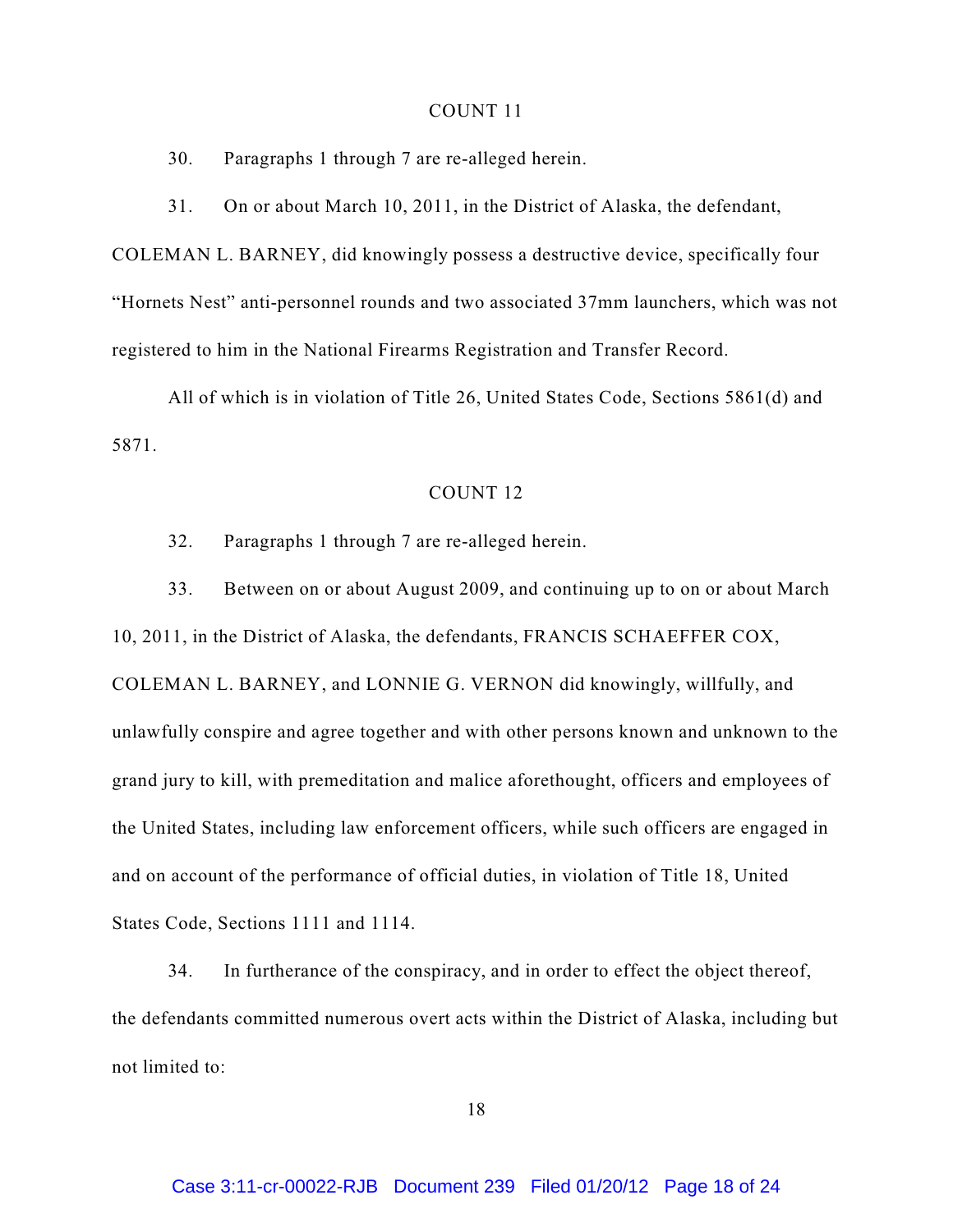## COUNT 11

30. Paragraphs 1 through 7 are re-alleged herein.

31. On or about March 10, 2011, in the District of Alaska, the defendant, COLEMAN L. BARNEY, did knowingly possess a destructive device, specifically four "Hornets Nest" anti-personnel rounds and two associated 37mm launchers, which was not registered to him in the National Firearms Registration and Transfer Record.

All of which is in violation of Title 26, United States Code, Sections 5861(d) and 5871.

## COUNT 12

32. Paragraphs 1 through 7 are re-alleged herein.

33. Between on or about August 2009, and continuing up to on or about March 10, 2011, in the District of Alaska, the defendants, FRANCIS SCHAEFFER COX, COLEMAN L. BARNEY, and LONNIE G. VERNON did knowingly, willfully, and unlawfully conspire and agree together and with other persons known and unknown to the grand jury to kill, with premeditation and malice aforethought, officers and employees of the United States, including law enforcement officers, while such officers are engaged in and on account of the performance of official duties, in violation of Title 18, United States Code, Sections 1111 and 1114.

34. In furtherance of the conspiracy, and in order to effect the object thereof, the defendants committed numerous overt acts within the District of Alaska, including but not limited to: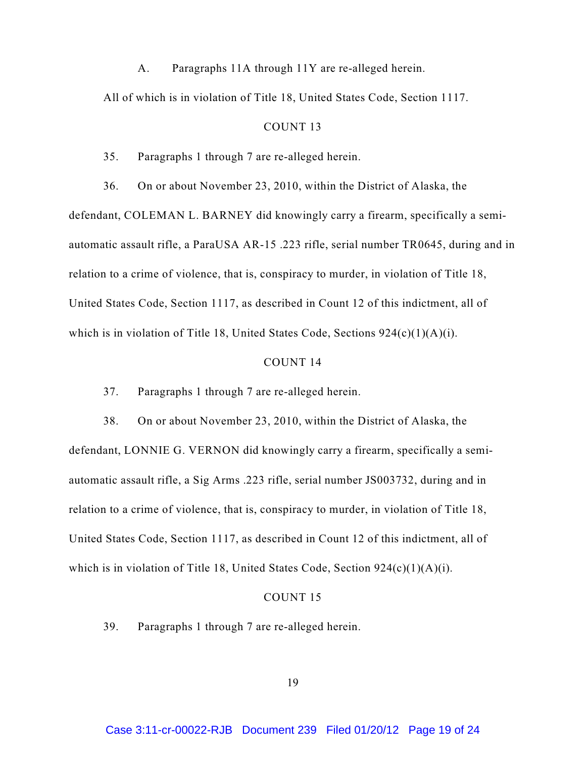A. Paragraphs 11A through 11Y are re-alleged herein.

All of which is in violation of Title 18, United States Code, Section 1117.

COUNT 13

35. Paragraphs 1 through 7 are re-alleged herein.

36. On or about November 23, 2010, within the District of Alaska, the defendant, COLEMAN L. BARNEY did knowingly carry a firearm, specifically a semi-automatic assault rifle, a ParaUSA AR-15 .223 rifle, serial number TR0645, during and in relation to a crime of violence, that is, conspiracy to murder, in violation of Title 18, United States Code, Section 1117, as described in Count 12 of this indictment, all of which is in violation of Title 18, United States Code, Sections 924(c)(1)(A)(i).

COUNT 14

37. Paragraphs 1 through 7 are re-alleged herein.

38. On or about November 23, 2010, within the District of Alaska, the defendant, LONNIE G. VERNON did knowingly carry a firearm, specifically a semi-automatic assault rifle, a Sig Arms .223 rifle, serial number JS003732, during and in relation to a crime of violence, that is, conspiracy to murder, in violation of Title 18, United States Code, Section 1117, as described in Count 12 of this indictment, all of which is in violation of Title 18, United States Code, Section 924(c)(1)(A)(i).

COUNT 15

39. Paragraphs 1 through 7 are re-alleged herein.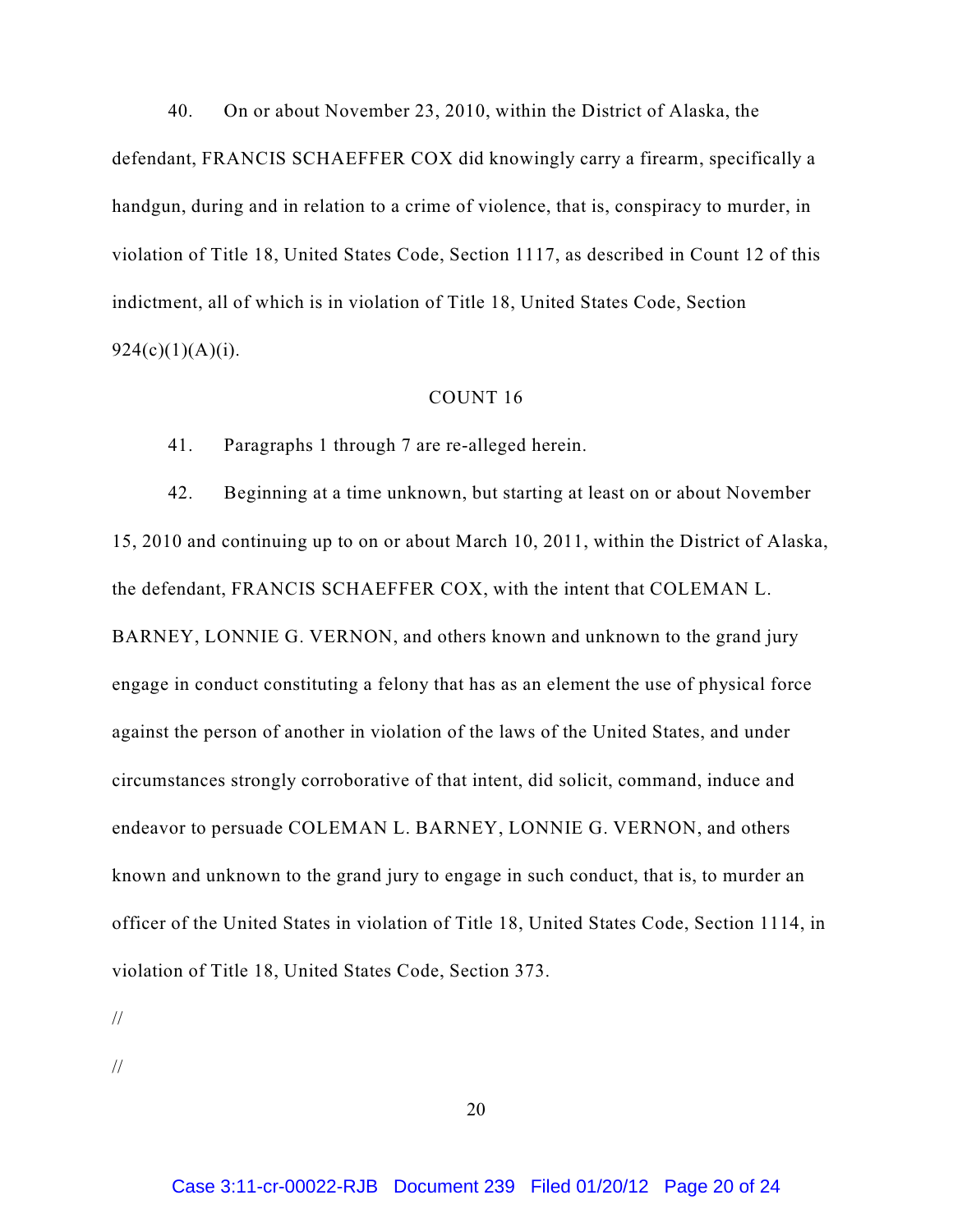40. On or about November 23, 2010, within the District of Alaska, the defendant, FRANCIS SCHAEFFER COX did knowingly carry a firearm, specifically a handgun, during and in relation to a crime of violence, that is, conspiracy to murder, in violation of Title 18, United States Code, Section 1117, as described in Count 12 of this indictment, all of which is in violation of Title 18, United States Code, Section 924(c)(1)(A)(i).

COUNT 16

41. Paragraphs 1 through 7 are re-alleged herein.

42. Beginning at a time unknown, but starting at least on or about November 15, 2010 and continuing up to on or about March 10, 2011, within the District of Alaska, the defendant, FRANCIS SCHAEFFER COX, with the intent that COLEMAN L. BARNEY, LONNIE G. VERNON, and others known and unknown to the grand jury engage in conduct constituting a felony that has as an element the use of physical force against the person of another in violation of the laws of the United States, and under circumstances strongly corroborative of that intent, did solicit, command, induce and endeavor to persuade COLEMAN L. BARNEY, LONNIE G. VERNON, and others known and unknown to the grand jury to engage in such conduct, that is, to murder an officer of the United States in violation of Title 18, United States Code, Section 1114, in violation of Title 18, United States Code, Section 373.

//

//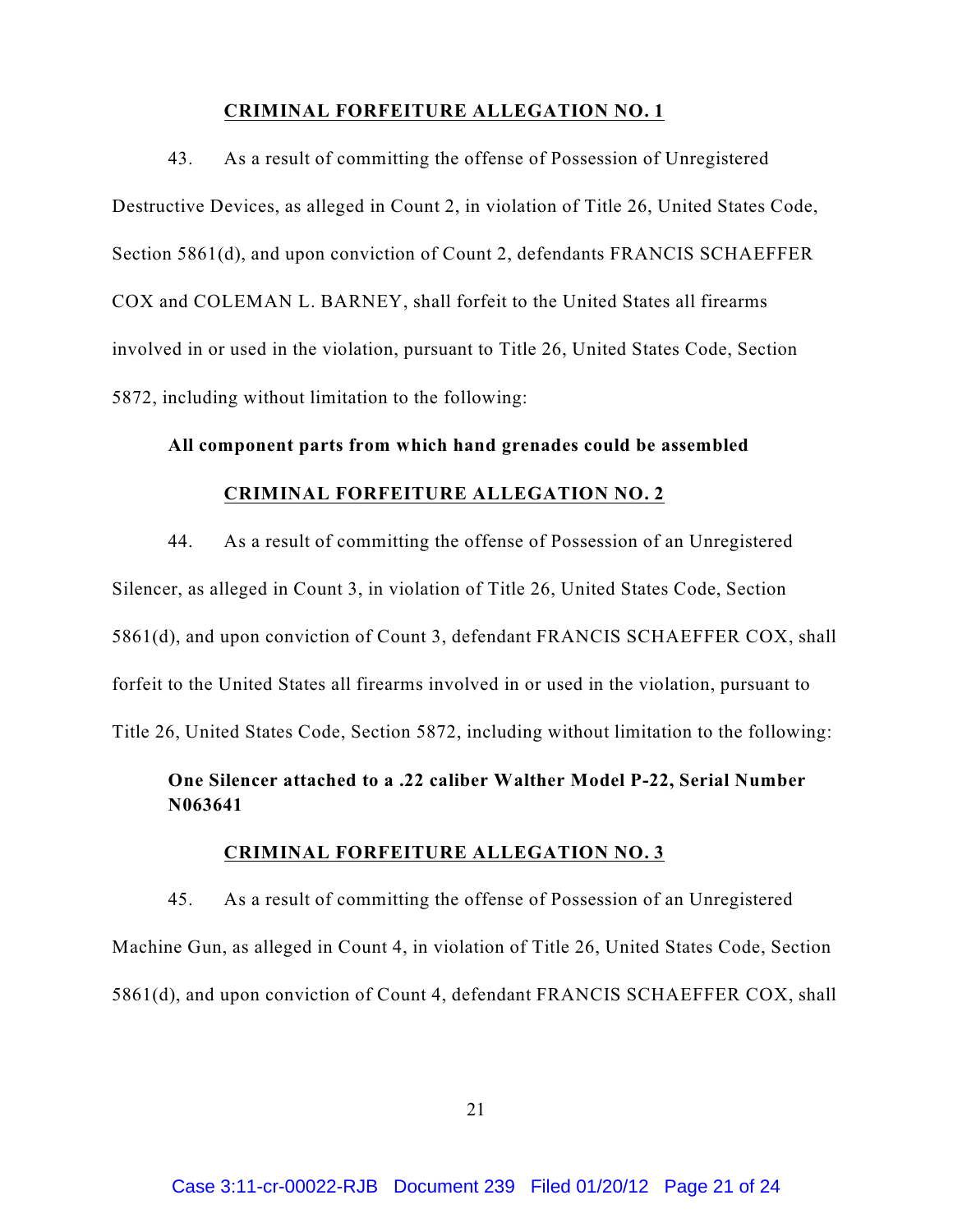## CRIMINAL FORFEITURE ALLEGATION NO. 1

43. As a result of committing the offense of Possession of Unregistered Destructive Devices, as alleged in Count 2, in violation of Title 26, United States Code, Section 5861(d), and upon conviction of Count 2, defendants FRANCIS SCHAEFFER COX and COLEMAN L. BARNEY, shall forfeit to the United States all firearms involved in or used in the violation, pursuant to Title 26, United States Code, Section 5872, including without limitation to the following:

**All component parts from which hand grenades could be assembled**

## CRIMINAL FORFEITURE ALLEGATION NO. 2

44. As a result of committing the offense of Possession of an Unregistered Silencer, as alleged in Count 3, in violation of Title 26, United States Code, Section 5861(d), and upon conviction of Count 3, defendant FRANCIS SCHAEFFER COX, shall forfeit to the United States all firearms involved in or used in the violation, pursuant to Title 26, United States Code, Section 5872, including without limitation to the following:

**One Silencer attached to a .22 caliber Walther Model P-22, Serial Number N063641**

## CRIMINAL FORFEITURE ALLEGATION NO. 3

45. As a result of committing the offense of Possession of an Unregistered Machine Gun, as alleged in Count 4, in violation of Title 26, United States Code, Section 5861(d), and upon conviction of Count 4, defendant FRANCIS SCHAEFFER COX, shall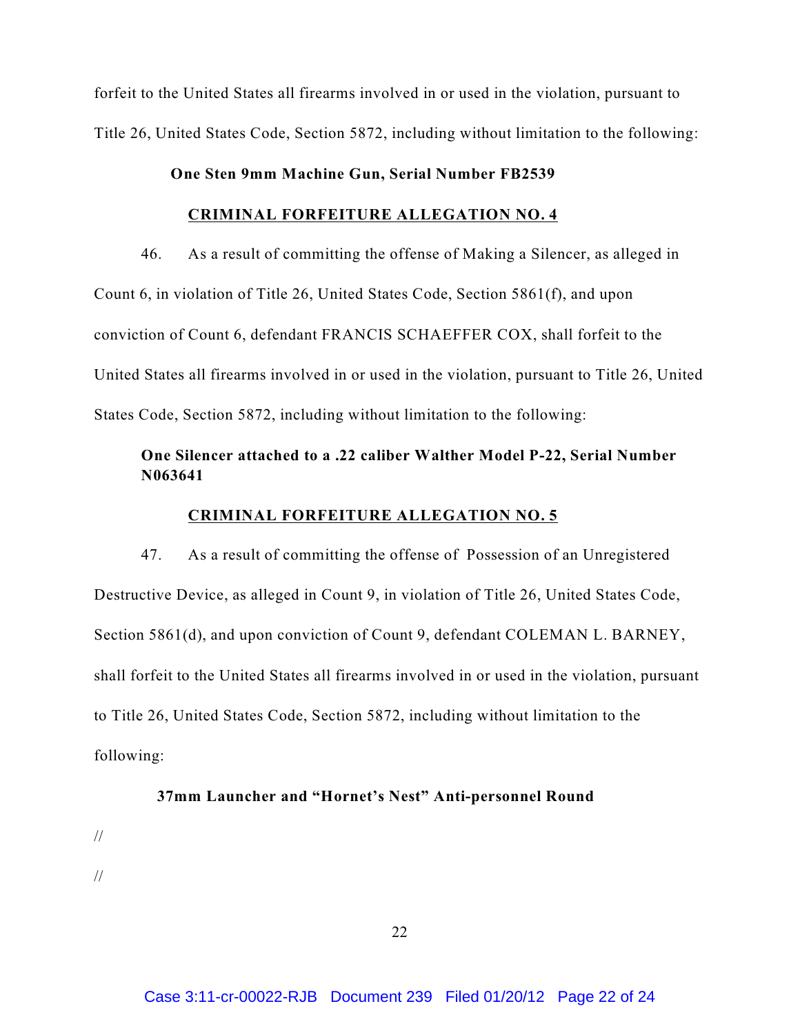forfeit to the United States all firearms involved in or used in the violation, pursuant to Title 26, United States Code, Section 5872, including without limitation to the following:

**One Sten 9mm Machine Gun, Serial Number FB2539**

**CRIMINAL FORFEITURE ALLEGATION NO. 4**

46. As a result of committing the offense of Making a Silencer, as alleged in Count 6, in violation of Title 26, United States Code, Section 5861(f), and upon conviction of Count 6, defendant FRANCIS SCHAEFFER COX, shall forfeit to the United States all firearms involved in or used in the violation, pursuant to Title 26, United States Code, Section 5872, including without limitation to the following:

**One Silencer attached to a .22 caliber Walther Model P-22, Serial Number N063641**

**CRIMINAL FORFEITURE ALLEGATION NO. 5**

47. As a result of committing the offense of Possession of an Unregistered Destructive Device, as alleged in Count 9, in violation of Title 26, United States Code, Section 5861(d), and upon conviction of Count 9, defendant COLEMAN L. BARNEY, shall forfeit to the United States all firearms involved in or used in the violation, pursuant to Title 26, United States Code, Section 5872, including without limitation to the following:

**37mm Launcher and "Hornet's Nest" Anti-personnel Round**

//

//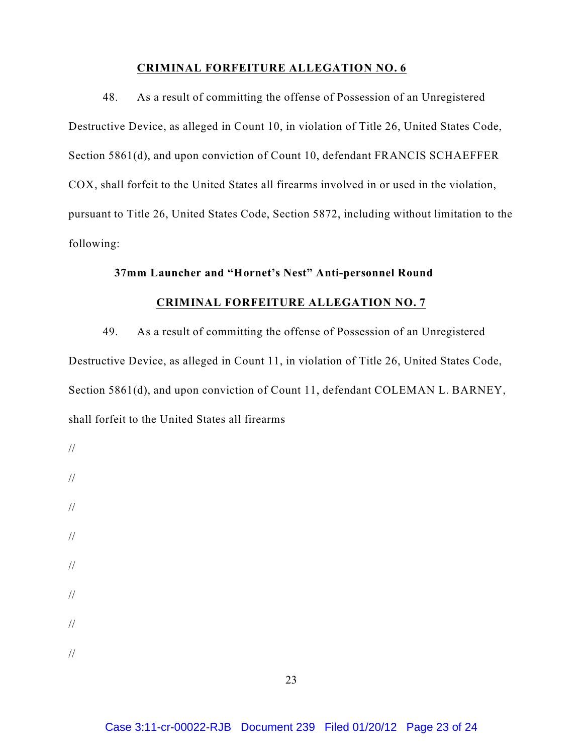**CRIMINAL FORFEITURE ALLEGATION NO. 6**

48. As a result of committing the offense of Possession of an Unregistered Destructive Device, as alleged in Count 10, in violation of Title 26, United States Code, Section 5861(d), and upon conviction of Count 10, defendant FRANCIS SCHAEFFER COX, shall forfeit to the United States all firearms involved in or used in the violation, pursuant to Title 26, United States Code, Section 5872, including without limitation to the following:

**37mm Launcher and "Hornet's Nest" Anti-personnel Round**

**CRIMINAL FORFEITURE ALLEGATION NO. 7**

49. As a result of committing the offense of Possession of an Unregistered Destructive Device, as alleged in Count 11, in violation of Title 26, United States Code, Section 5861(d), and upon conviction of Count 11, defendant COLEMAN L. BARNEY, shall forfeit to the United States all firearms

//

//

//

//

//

//

//

//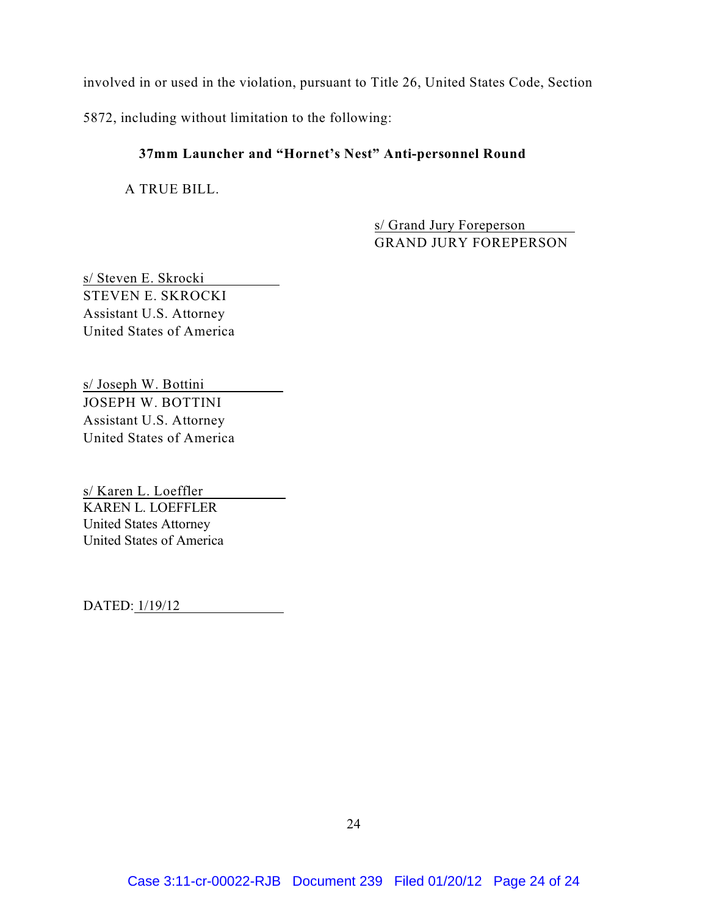involved in or used in the violation, pursuant to Title 26, United States Code, Section 5872, including without limitation to the following:

**37mm Launcher and "Hornet's Nest" Anti-personnel Round**

A TRUE BILL.

s/ Grand Jury Foreperson
GRAND JURY FOREPERSON

s/ Steven E. Skrocki
STEVEN E. SKROCKI
Assistant U.S. Attorney
United States of America

s/ Joseph W. Bottini
JOSEPH W. BOTTINI
Assistant U.S. Attorney
United States of America

s/ Karen L. Loeffler
KAREN L. LOEFFLER
United States Attorney
United States of America

DATED: 1/19/12